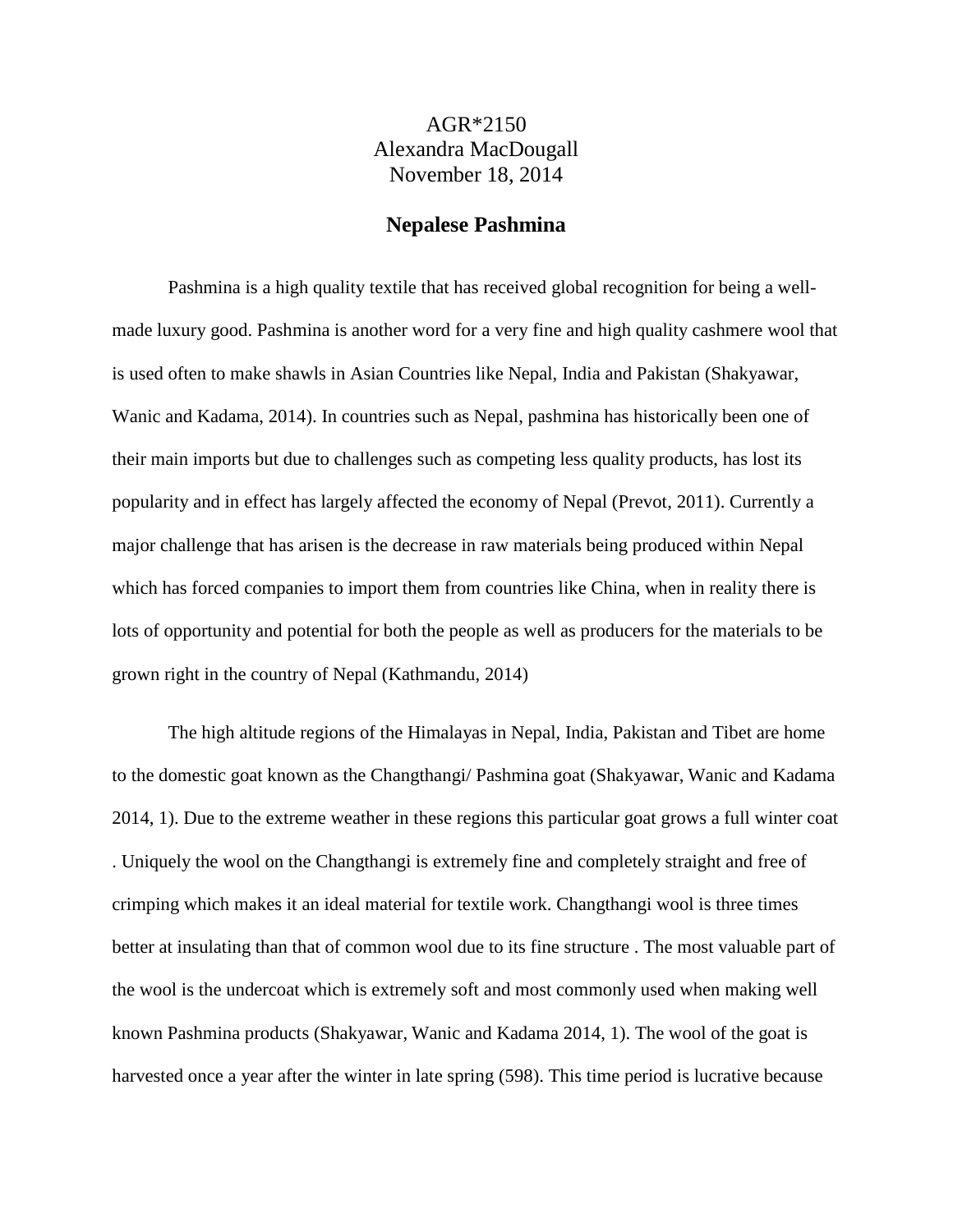AGR*2150
Alexandra MacDougall
November 18, 2014

# Nepalese Pashmina

Pashmina is a high quality textile that has received global recognition for being a well-made luxury good. Pashmina is another word for a very fine and high quality cashmere wool that is used often to make shawls in Asian Countries like Nepal, India and Pakistan (Shakyawar, Wanic and Kadama, 2014). In countries such as Nepal, pashmina has historically been one of their main imports but due to challenges such as competing less quality products, has lost its popularity and in effect has largely affected the economy of Nepal (Prevot, 2011). Currently a major challenge that has arisen is the decrease in raw materials being produced within Nepal which has forced companies to import them from countries like China, when in reality there is lots of opportunity and potential for both the people as well as producers for the materials to be grown right in the country of Nepal (Kathmandu, 2014)

The high altitude regions of the Himalayas in Nepal, India, Pakistan and Tibet are home to the domestic goat known as the Changthangi/ Pashmina goat (Shakyawar, Wanic and Kadama 2014, 1). Due to the extreme weather in these regions this particular goat grows a full winter coat . Uniquely the wool on the Changthangi is extremely fine and completely straight and free of crimping which makes it an ideal material for textile work. Changthangi wool is three times better at insulating than that of common wool due to its fine structure . The most valuable part of the wool is the undercoat which is extremely soft and most commonly used when making well known Pashmina products (Shakyawar, Wanic and Kadama 2014, 1). The wool of the goat is harvested once a year after the winter in late spring (598). This time period is lucrative because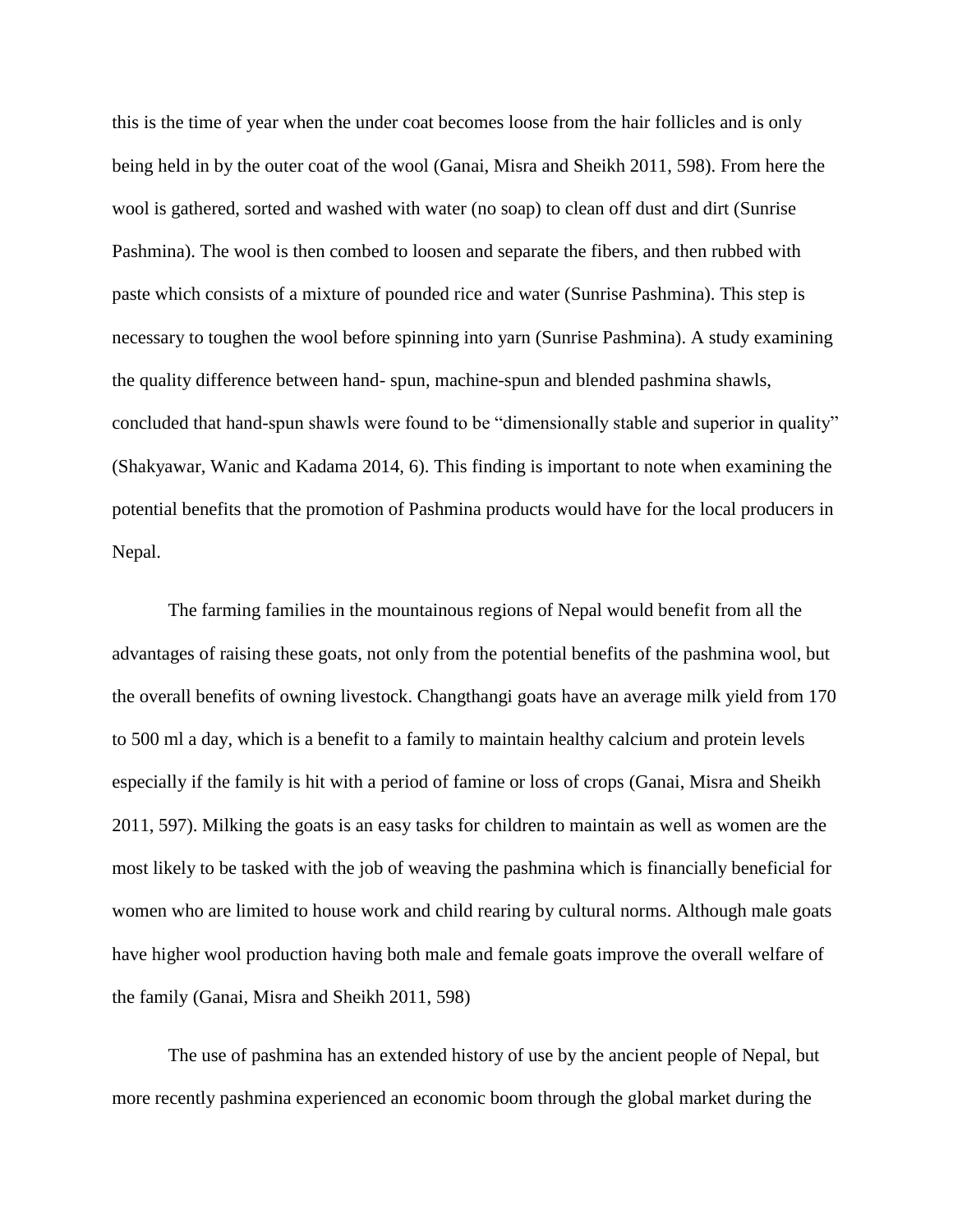this is the time of year when the under coat becomes loose from the hair follicles and is only being held in by the outer coat of the wool (Ganai, Misra and Sheikh 2011, 598). From here the wool is gathered, sorted and washed with water (no soap) to clean off dust and dirt (Sunrise Pashmina). The wool is then combed to loosen and separate the fibers, and then rubbed with paste which consists of a mixture of pounded rice and water (Sunrise Pashmina). This step is necessary to toughen the wool before spinning into yarn (Sunrise Pashmina). A study examining the quality difference between hand- spun, machine-spun and blended pashmina shawls, concluded that hand-spun shawls were found to be "dimensionally stable and superior in quality" (Shakyawar, Wanic and Kadama 2014, 6). This finding is important to note when examining the potential benefits that the promotion of Pashmina products would have for the local producers in Nepal.

The farming families in the mountainous regions of Nepal would benefit from all the advantages of raising these goats, not only from the potential benefits of the pashmina wool, but the overall benefits of owning livestock. Changthangi goats have an average milk yield from 170 to 500 ml a day, which is a benefit to a family to maintain healthy calcium and protein levels especially if the family is hit with a period of famine or loss of crops (Ganai, Misra and Sheikh 2011, 597). Milking the goats is an easy tasks for children to maintain as well as women are the most likely to be tasked with the job of weaving the pashmina which is financially beneficial for women who are limited to house work and child rearing by cultural norms. Although male goats have higher wool production having both male and female goats improve the overall welfare of the family (Ganai, Misra and Sheikh 2011, 598)

The use of pashmina has an extended history of use by the ancient people of Nepal, but more recently pashmina experienced an economic boom through the global market during the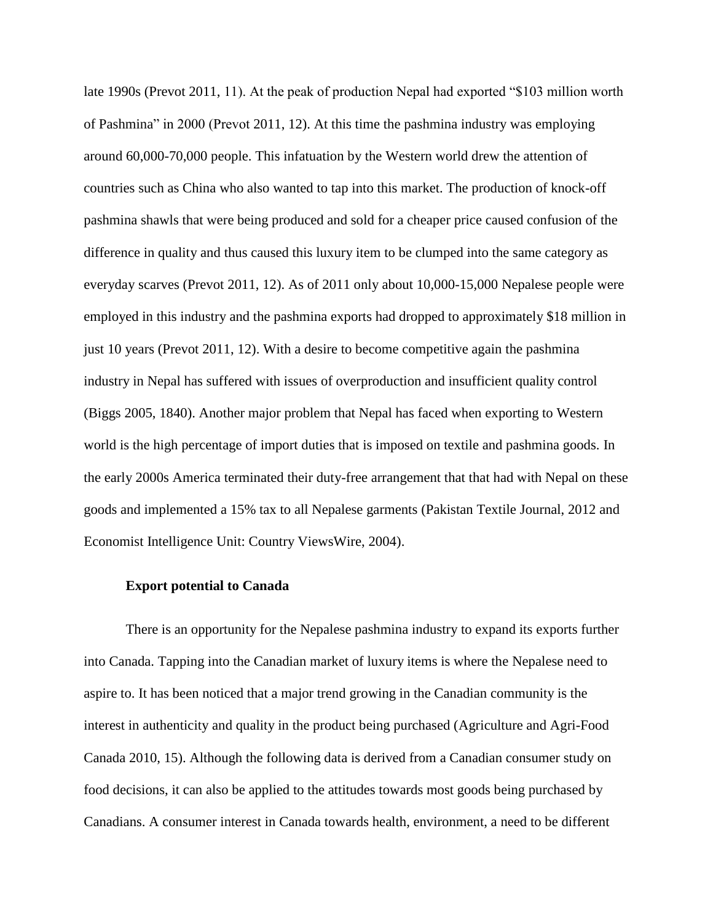late 1990s (Prevot 2011, 11). At the peak of production Nepal had exported "$103 million worth of Pashmina" in 2000 (Prevot 2011, 12). At this time the pashmina industry was employing around 60,000-70,000 people. This infatuation by the Western world drew the attention of countries such as China who also wanted to tap into this market. The production of knock-off pashmina shawls that were being produced and sold for a cheaper price caused confusion of the difference in quality and thus caused this luxury item to be clumped into the same category as everyday scarves (Prevot 2011, 12). As of 2011 only about 10,000-15,000 Nepalese people were employed in this industry and the pashmina exports had dropped to approximately $18 million in just 10 years (Prevot 2011, 12). With a desire to become competitive again the pashmina industry in Nepal has suffered with issues of overproduction and insufficient quality control (Biggs 2005, 1840). Another major problem that Nepal has faced when exporting to Western world is the high percentage of import duties that is imposed on textile and pashmina goods. In the early 2000s America terminated their duty-free arrangement that that had with Nepal on these goods and implemented a 15% tax to all Nepalese garments (Pakistan Textile Journal, 2012 and Economist Intelligence Unit: Country ViewsWire, 2004).

**Export potential to Canada**

There is an opportunity for the Nepalese pashmina industry to expand its exports further into Canada. Tapping into the Canadian market of luxury items is where the Nepalese need to aspire to. It has been noticed that a major trend growing in the Canadian community is the interest in authenticity and quality in the product being purchased (Agriculture and Agri-Food Canada 2010, 15). Although the following data is derived from a Canadian consumer study on food decisions, it can also be applied to the attitudes towards most goods being purchased by Canadians. A consumer interest in Canada towards health, environment, a need to be different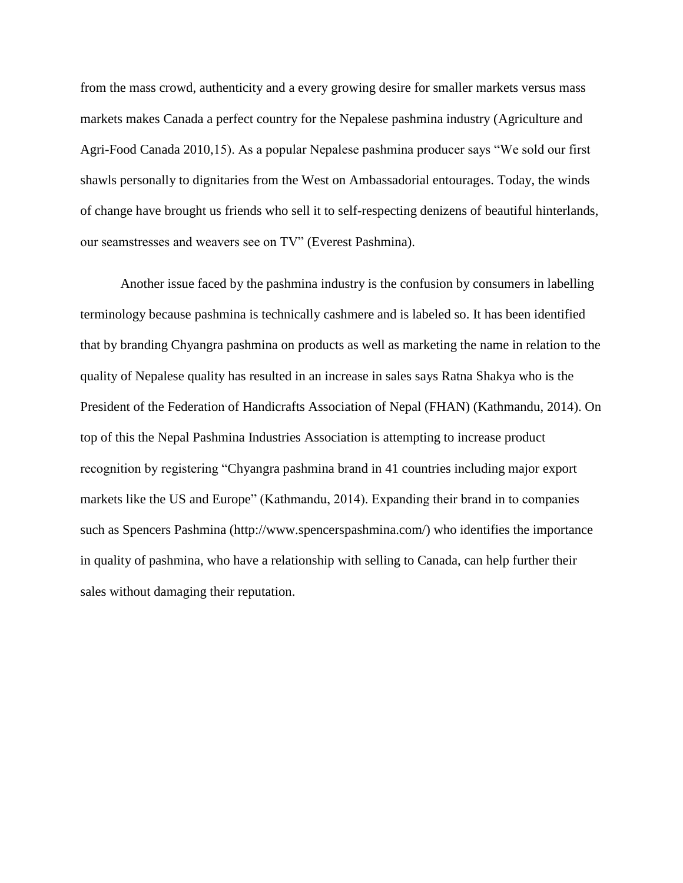from the mass crowd, authenticity and a every growing desire for smaller markets versus mass markets makes Canada a perfect country for the Nepalese pashmina industry (Agriculture and Agri-Food Canada 2010,15). As a popular Nepalese pashmina producer says "We sold our first shawls personally to dignitaries from the West on Ambassadorial entourages. Today, the winds of change have brought us friends who sell it to self-respecting denizens of beautiful hinterlands, our seamstresses and weavers see on TV" (Everest Pashmina).

Another issue faced by the pashmina industry is the confusion by consumers in labelling terminology because pashmina is technically cashmere and is labeled so. It has been identified that by branding Chyangra pashmina on products as well as marketing the name in relation to the quality of Nepalese quality has resulted in an increase in sales says Ratna Shakya who is the President of the Federation of Handicrafts Association of Nepal (FHAN) (Kathmandu, 2014). On top of this the Nepal Pashmina Industries Association is attempting to increase product recognition by registering "Chyangra pashmina brand in 41 countries including major export markets like the US and Europe" (Kathmandu, 2014). Expanding their brand in to companies such as Spencers Pashmina (http://www.spencerspashmina.com/) who identifies the importance in quality of pashmina, who have a relationship with selling to Canada, can help further their sales without damaging their reputation.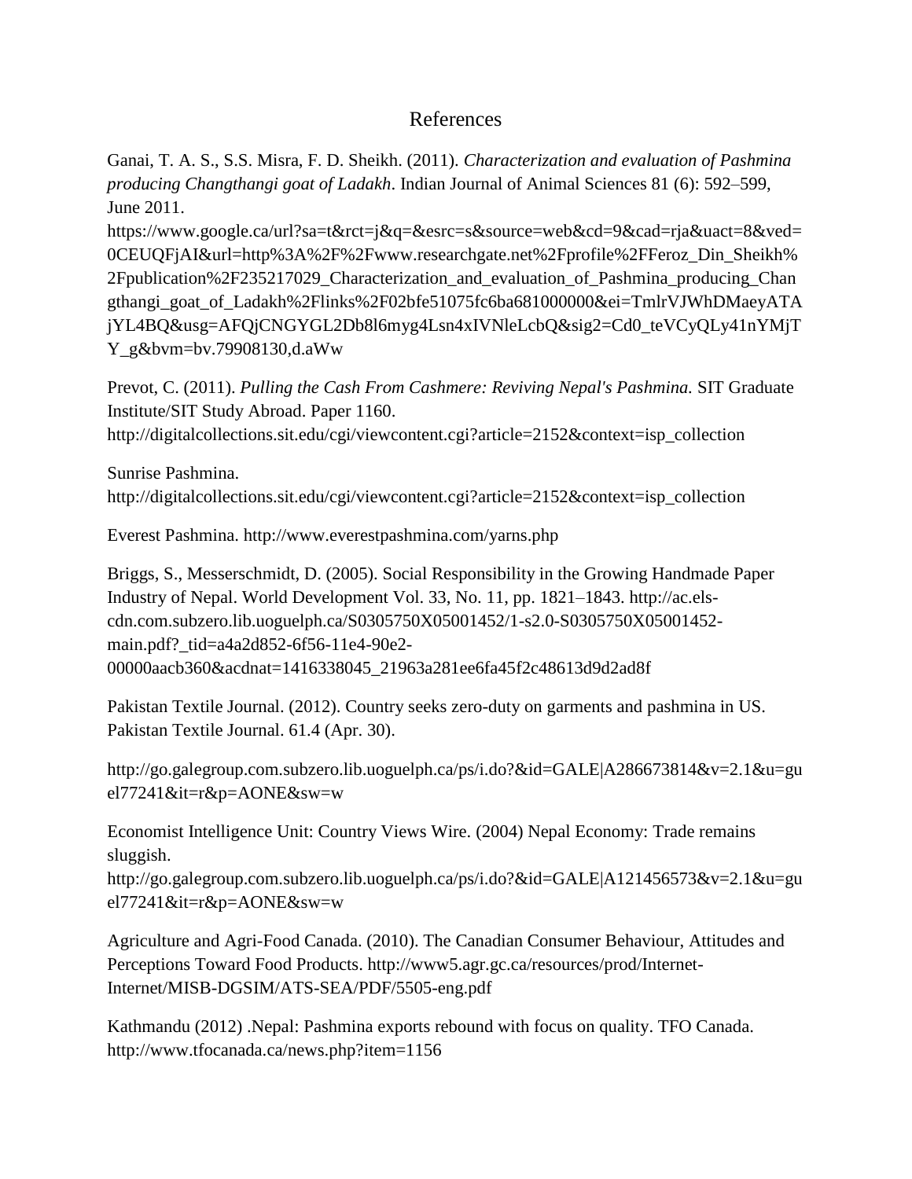# References

Ganai, T. A. S., S.S. Misra, F. D. Sheikh. (2011). *Characterization and evaluation of Pashmina producing Changthangi goat of Ladakh*. Indian Journal of Animal Sciences 81 (6): 592–599, June 2011. https://www.google.ca/url?sa=t&rct=j&q=&esrc=s&source=web&cd=9&cad=rja&uact=8&ved=0CEUQFjAI&url=http%3A%2F%2Fwww.researchgate.net%2Fprofile%2FFeroz_Din_Sheikh%2Fpublication%2F235217029_Characterization_and_evaluation_of_Pashmina_producing_Changthangi_goat_of_Ladakh%2Flinks%2F02bfe51075fc6ba681000000&ei=TmlrVJWhDMaeyATAjYL4BQ&usg=AFQjCNGYGL2Db8l6myg4Lsn4xIVNleLcbQ&sig2=Cd0_teVCyQLy41nYMjTY_g&bvm=bv.79908130,d.aWw

Prevot, C. (2011). *Pulling the Cash From Cashmere: Reviving Nepal's Pashmina.* SIT Graduate Institute/SIT Study Abroad. Paper 1160. http://digitalcollections.sit.edu/cgi/viewcontent.cgi?article=2152&context=isp_collection

Sunrise Pashmina. http://digitalcollections.sit.edu/cgi/viewcontent.cgi?article=2152&context=isp_collection

Everest Pashmina. http://www.everestpashmina.com/yarns.php

Briggs, S., Messerschmidt, D. (2005). Social Responsibility in the Growing Handmade Paper Industry of Nepal. World Development Vol. 33, No. 11, pp. 1821–1843. http://ac.els-cdn.com.subzero.lib.uoguelph.ca/S0305750X05001452/1-s2.0-S0305750X05001452-main.pdf?_tid=a4a2d852-6f56-11e4-90e2-00000aacb360&acdnat=1416338045_21963a281ee6fa45f2c48613d9d2ad8f

Pakistan Textile Journal. (2012). Country seeks zero-duty on garments and pashmina in US. Pakistan Textile Journal. 61.4 (Apr. 30).

http://go.galegroup.com.subzero.lib.uoguelph.ca/ps/i.do?&id=GALE|A286673814&v=2.1&u=guel77241&it=r&p=AONE&sw=w

Economist Intelligence Unit: Country Views Wire. (2004) Nepal Economy: Trade remains sluggish. http://go.galegroup.com.subzero.lib.uoguelph.ca/ps/i.do?&id=GALE|A121456573&v=2.1&u=guel77241&it=r&p=AONE&sw=w

Agriculture and Agri-Food Canada. (2010). The Canadian Consumer Behaviour, Attitudes and Perceptions Toward Food Products. http://www5.agr.gc.ca/resources/prod/Internet-Internet/MISB-DGSIM/ATS-SEA/PDF/5505-eng.pdf

Kathmandu (2012) .Nepal: Pashmina exports rebound with focus on quality. TFO Canada. http://www.tfocanada.ca/news.php?item=1156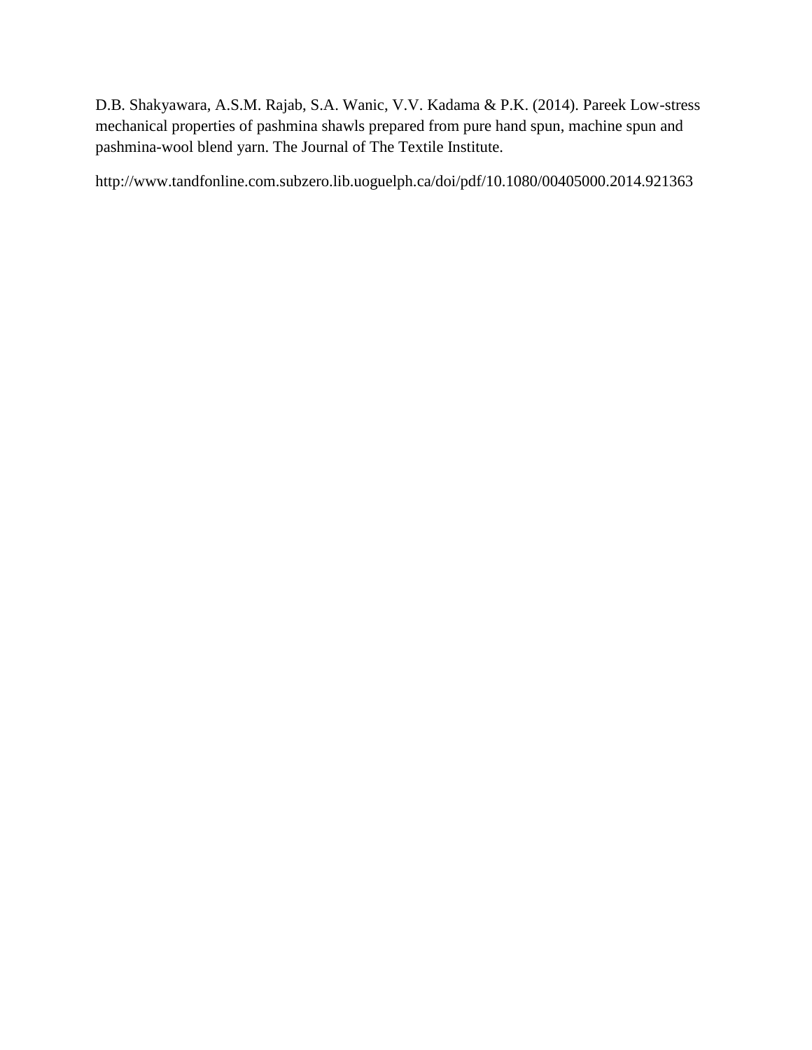D.B. Shakyawara, A.S.M. Rajab, S.A. Wanic, V.V. Kadama & P.K. (2014). Pareek Low-stress mechanical properties of pashmina shawls prepared from pure hand spun, machine spun and pashmina-wool blend yarn. The Journal of The Textile Institute.

http://www.tandfonline.com.subzero.lib.uoguelph.ca/doi/pdf/10.1080/00405000.2014.921363